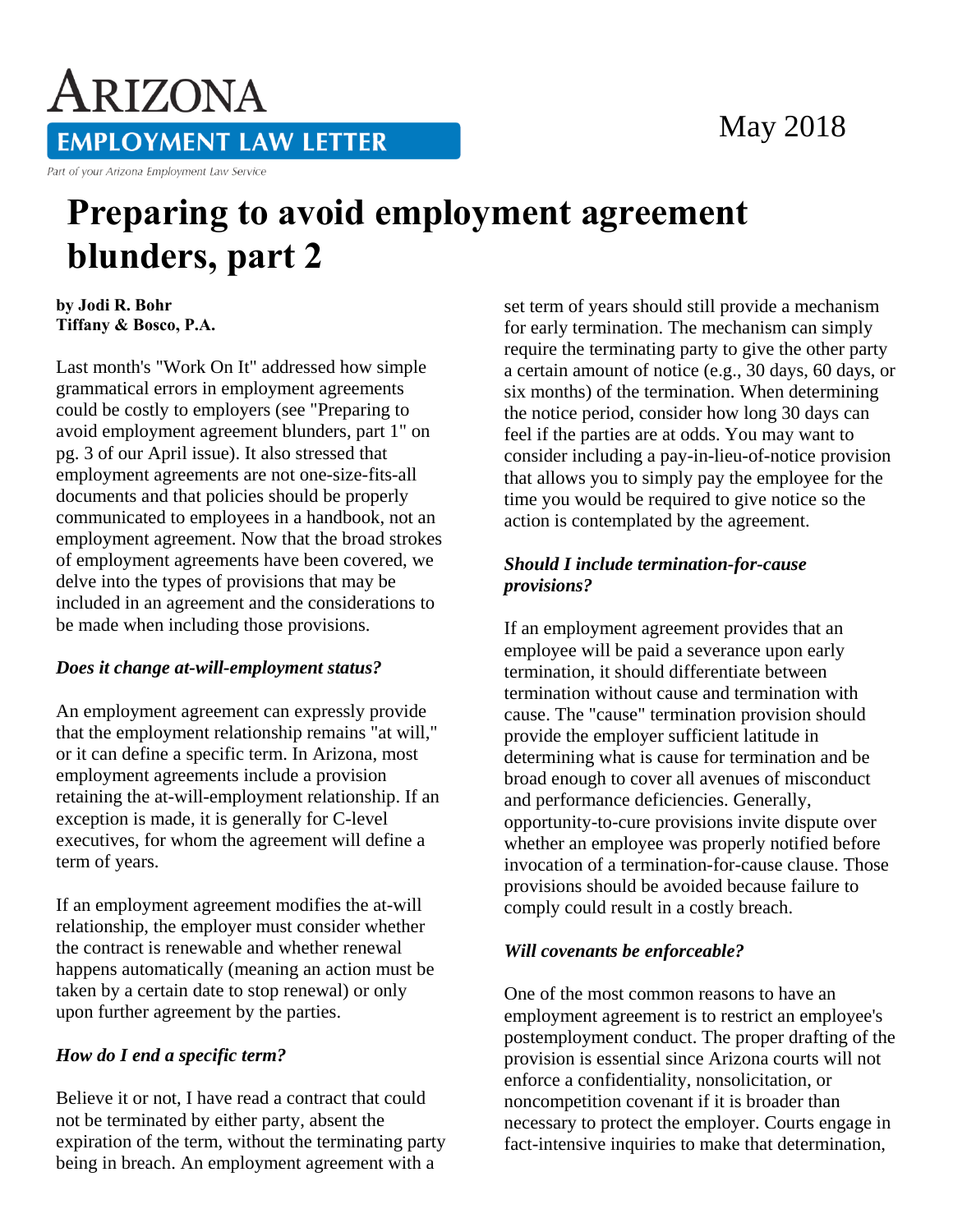# Arizona Employment Law Letter

*Part of your Arizona Employment Law Service*

May 2018

# Preparing to avoid employment agreement blunders, part 2

**by Jodi R. Bohr**
**Tiffany & Bosco, P.A.**

Last month's "Work On It" addressed how simple grammatical errors in employment agreements could be costly to employers (see "Preparing to avoid employment agreement blunders, part 1" on pg. 3 of our April issue). It also stressed that employment agreements are not one-size-fits-all documents and that policies should be properly communicated to employees in a handbook, not an employment agreement. Now that the broad strokes of employment agreements have been covered, we delve into the types of provisions that may be included in an agreement and the considerations to be made when including those provisions.

### *Does it change at-will-employment status?*

An employment agreement can expressly provide that the employment relationship remains "at will," or it can define a specific term. In Arizona, most employment agreements include a provision retaining the at-will-employment relationship. If an exception is made, it is generally for C-level executives, for whom the agreement will define a term of years.

If an employment agreement modifies the at-will relationship, the employer must consider whether the contract is renewable and whether renewal happens automatically (meaning an action must be taken by a certain date to stop renewal) or only upon further agreement by the parties.

### *How do I end a specific term?*

Believe it or not, I have read a contract that could not be terminated by either party, absent the expiration of the term, without the terminating party being in breach. An employment agreement with a set term of years should still provide a mechanism for early termination. The mechanism can simply require the terminating party to give the other party a certain amount of notice (e.g., 30 days, 60 days, or six months) of the termination. When determining the notice period, consider how long 30 days can feel if the parties are at odds. You may want to consider including a pay-in-lieu-of-notice provision that allows you to simply pay the employee for the time you would be required to give notice so the action is contemplated by the agreement.

### *Should I include termination-for-cause provisions?*

If an employment agreement provides that an employee will be paid a severance upon early termination, it should differentiate between termination without cause and termination with cause. The "cause" termination provision should provide the employer sufficient latitude in determining what is cause for termination and be broad enough to cover all avenues of misconduct and performance deficiencies. Generally, opportunity-to-cure provisions invite dispute over whether an employee was properly notified before invocation of a termination-for-cause clause. Those provisions should be avoided because failure to comply could result in a costly breach.

### *Will covenants be enforceable?*

One of the most common reasons to have an employment agreement is to restrict an employee's postemployment conduct. The proper drafting of the provision is essential since Arizona courts will not enforce a confidentiality, nonsolicitation, or noncompetition covenant if it is broader than necessary to protect the employer. Courts engage in fact-intensive inquiries to make that determination,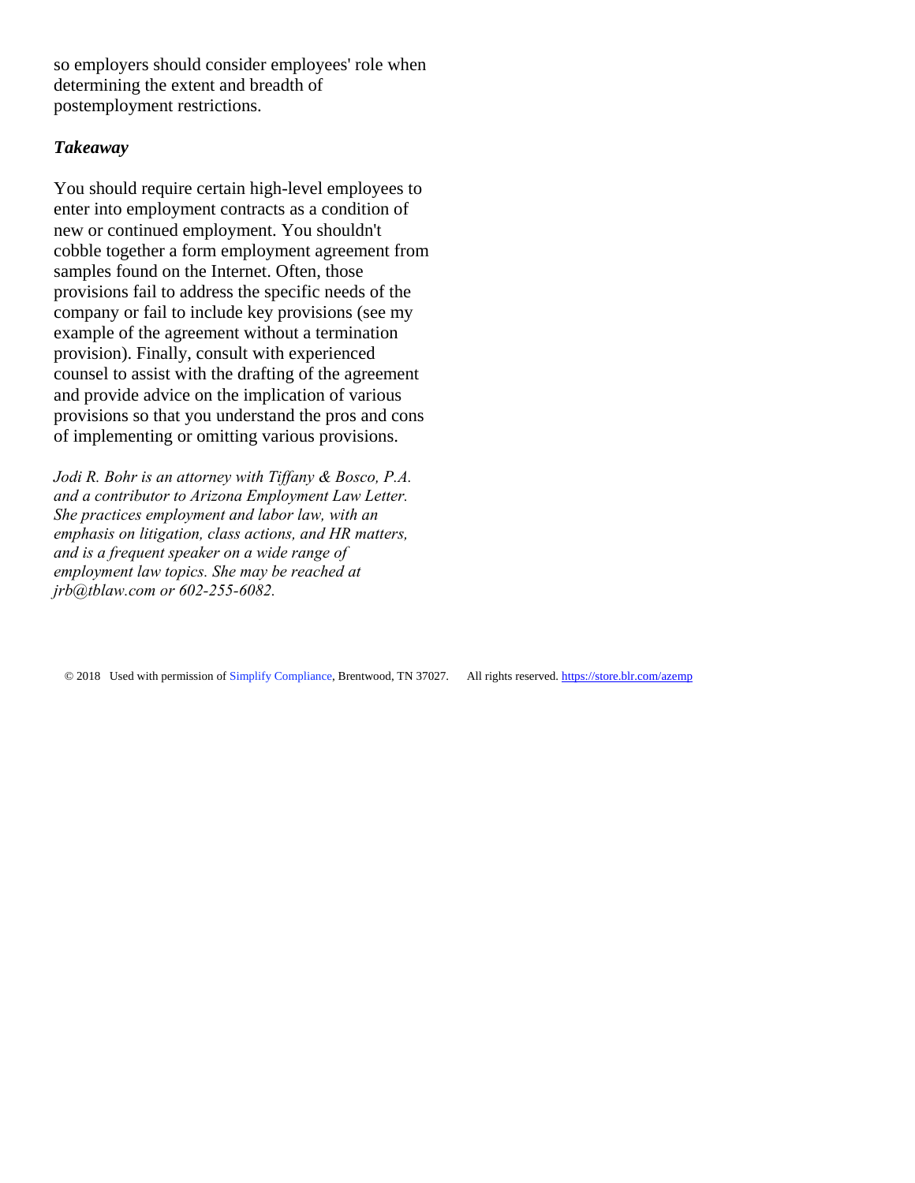so employers should consider employees' role when determining the extent and breadth of postemployment restrictions.

***Takeaway***

You should require certain high-level employees to enter into employment contracts as a condition of new or continued employment. You shouldn't cobble together a form employment agreement from samples found on the Internet. Often, those provisions fail to address the specific needs of the company or fail to include key provisions (see my example of the agreement without a termination provision). Finally, consult with experienced counsel to assist with the drafting of the agreement and provide advice on the implication of various provisions so that you understand the pros and cons of implementing or omitting various provisions.

*Jodi R. Bohr is an attorney with Tiffany & Bosco, P.A. and a contributor to Arizona Employment Law Letter. She practices employment and labor law, with an emphasis on litigation, class actions, and HR matters, and is a frequent speaker on a wide range of employment law topics. She may be reached at jrb@tblaw.com or 602-255-6082.*

© 2018 Used with permission of Simplify Compliance, Brentwood, TN 37027. All rights reserved. https://store.blr.com/azemp